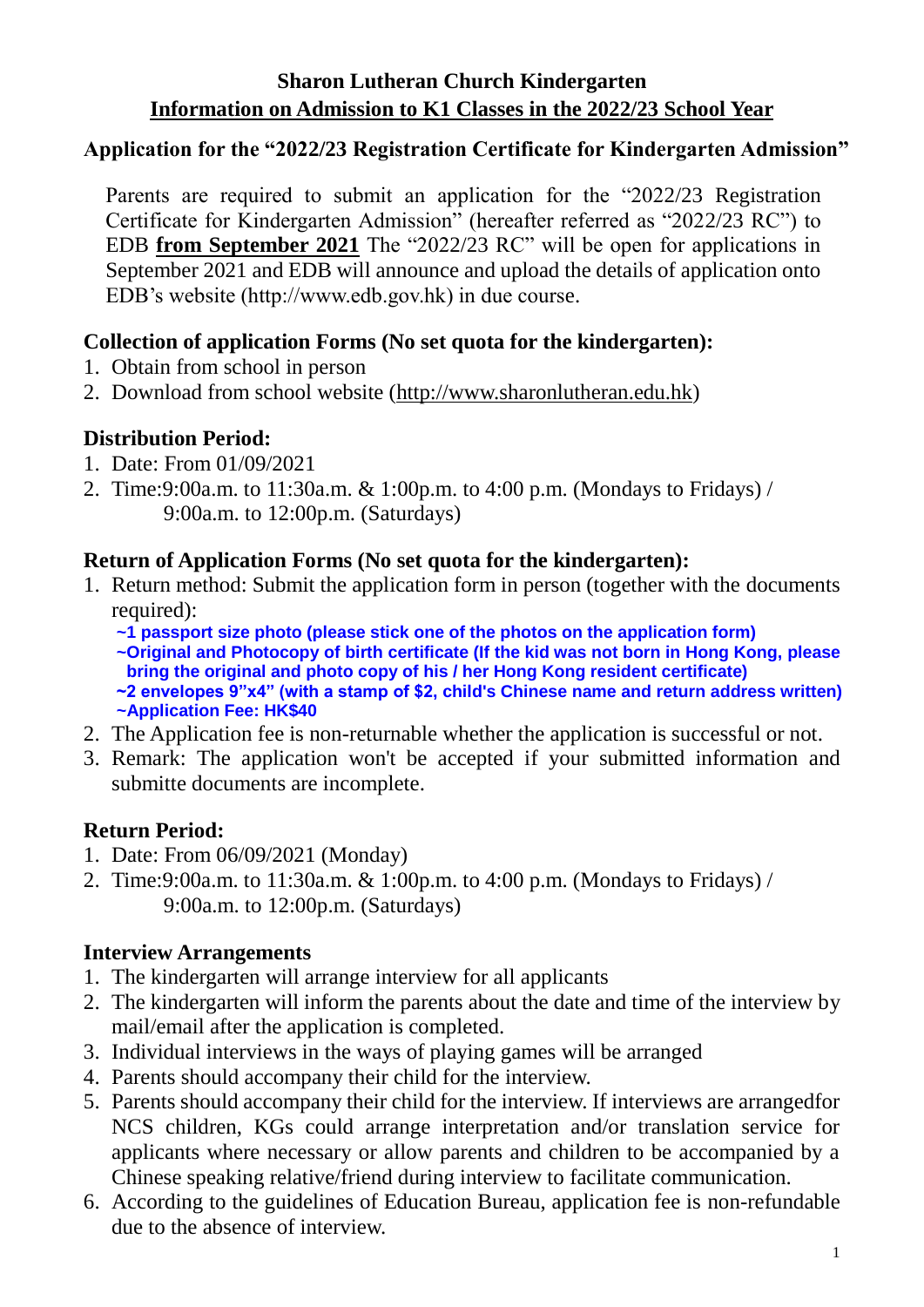# Sharon Lutheran Church Kindergarten

## Information on Admission to K1 Classes in the 2022/23 School Year

### Application for the "2022/23 Registration Certificate for Kindergarten Admission"

Parents are required to submit an application for the "2022/23 Registration Certificate for Kindergarten Admission" (hereafter referred as "2022/23 RC") to EDB **from September 2021** The "2022/23 RC" will be open for applications in September 2021 and EDB will announce and upload the details of application onto EDB's website (http://www.edb.gov.hk) in due course.

### Collection of application Forms (No set quota for the kindergarten):

1. Obtain from school in person
2. Download from school website (http://www.sharonlutheran.edu.hk)

### Distribution Period:

1. Date: From 01/09/2021
2. Time:9:00a.m. to 11:30a.m. & 1:00p.m. to 4:00 p.m. (Mondays to Fridays) /
   9:00a.m. to 12:00p.m. (Saturdays)

### Return of Application Forms (No set quota for the kindergarten):

1. Return method: Submit the application form in person (together with the documents required):
   **~1 passport size photo (please stick one of the photos on the application form)**
   **~Original and Photocopy of birth certificate (If the kid was not born in Hong Kong, please bring the original and photo copy of his / her Hong Kong resident certificate)**
   **~2 envelopes 9"x4" (with a stamp of $2, child's Chinese name and return address written)**
   **~Application Fee: HK$40**
2. The Application fee is non-returnable whether the application is successful or not.
3. Remark: The application won't be accepted if your submitted information and submitte documents are incomplete.

### Return Period:

1. Date: From 06/09/2021 (Monday)
2. Time:9:00a.m. to 11:30a.m. & 1:00p.m. to 4:00 p.m. (Mondays to Fridays) /
   9:00a.m. to 12:00p.m. (Saturdays)

### Interview Arrangements

1. The kindergarten will arrange interview for all applicants
2. The kindergarten will inform the parents about the date and time of the interview by mail/email after the application is completed.
3. Individual interviews in the ways of playing games will be arranged
4. Parents should accompany their child for the interview.
5. Parents should accompany their child for the interview. If interviews are arrangedfor NCS children, KGs could arrange interpretation and/or translation service for applicants where necessary or allow parents and children to be accompanied by a Chinese speaking relative/friend during interview to facilitate communication.
6. According to the guidelines of Education Bureau, application fee is non-refundable due to the absence of interview.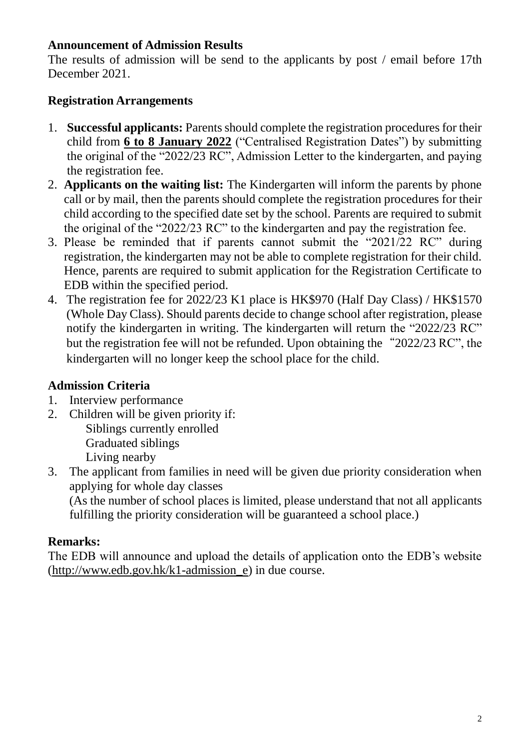**Announcement of Admission Results**

The results of admission will be send to the applicants by post / email before 17th December 2021.

**Registration Arrangements**

1. **Successful applicants:** Parents should complete the registration procedures for their child from **6 to 8 January 2022** ("Centralised Registration Dates") by submitting the original of the "2022/23 RC", Admission Letter to the kindergarten, and paying the registration fee.
2. **Applicants on the waiting list:** The Kindergarten will inform the parents by phone call or by mail, then the parents should complete the registration procedures for their child according to the specified date set by the school. Parents are required to submit the original of the "2022/23 RC" to the kindergarten and pay the registration fee.
3. Please be reminded that if parents cannot submit the "2021/22 RC" during registration, the kindergarten may not be able to complete registration for their child. Hence, parents are required to submit application for the Registration Certificate to EDB within the specified period.
4. The registration fee for 2022/23 K1 place is HK$970 (Half Day Class) / HK$1570 (Whole Day Class). Should parents decide to change school after registration, please notify the kindergarten in writing. The kindergarten will return the "2022/23 RC" but the registration fee will not be refunded. Upon obtaining the "2022/23 RC", the kindergarten will no longer keep the school place for the child.

**Admission Criteria**

1. Interview performance
2. Children will be given priority if:
   - Siblings currently enrolled
   - Graduated siblings
   - Living nearby
3. The applicant from families in need will be given due priority consideration when applying for whole day classes
   (As the number of school places is limited, please understand that not all applicants fulfilling the priority consideration will be guaranteed a school place.)

**Remarks:**

The EDB will announce and upload the details of application onto the EDB's website (http://www.edb.gov.hk/k1-admission_e) in due course.